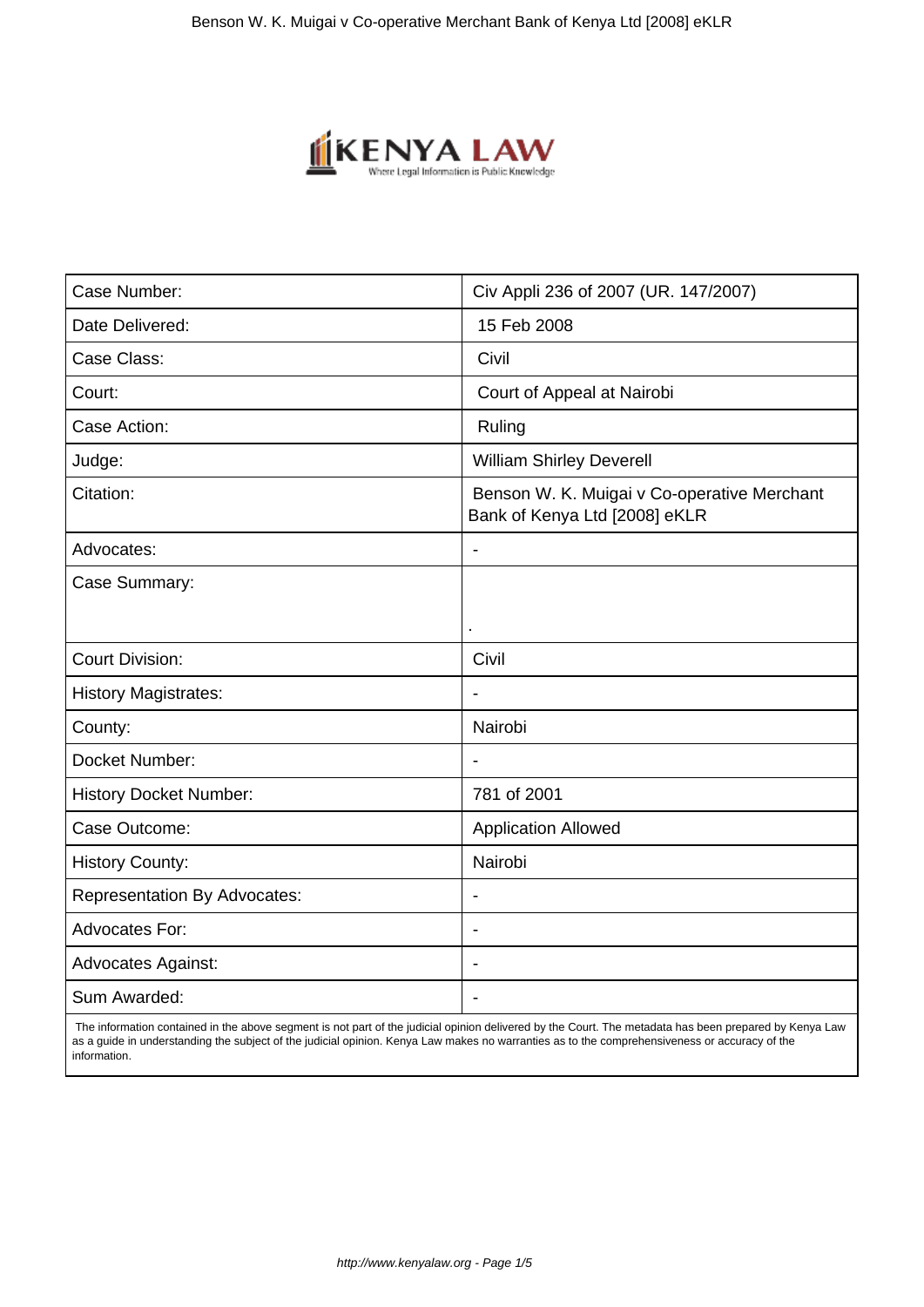| Case Number: | Civ Appli 236 of 2007 (UR. 147/2007) |
|---|---|
| Date Delivered: | 15 Feb 2008 |
| Case Class: | Civil |
| Court: | Court of Appeal at Nairobi |
| Case Action: | Ruling |
| Judge: | William Shirley Deverell |
| Citation: | Benson W. K. Muigai v Co-operative Merchant Bank of Kenya Ltd [2008] eKLR |
| Advocates: | - |
| Case Summary: | . |
| Court Division: | Civil |
| History Magistrates: | - |
| County: | Nairobi |
| Docket Number: | - |
| History Docket Number: | 781 of 2001 |
| Case Outcome: | Application Allowed |
| History County: | Nairobi |
| Representation By Advocates: | - |
| Advocates For: | - |
| Advocates Against: | - |
| Sum Awarded: | - |

The information contained in the above segment is not part of the judicial opinion delivered by the Court. The metadata has been prepared by Kenya Law as a guide in understanding the subject of the judicial opinion. Kenya Law makes no warranties as to the comprehensiveness or accuracy of the information.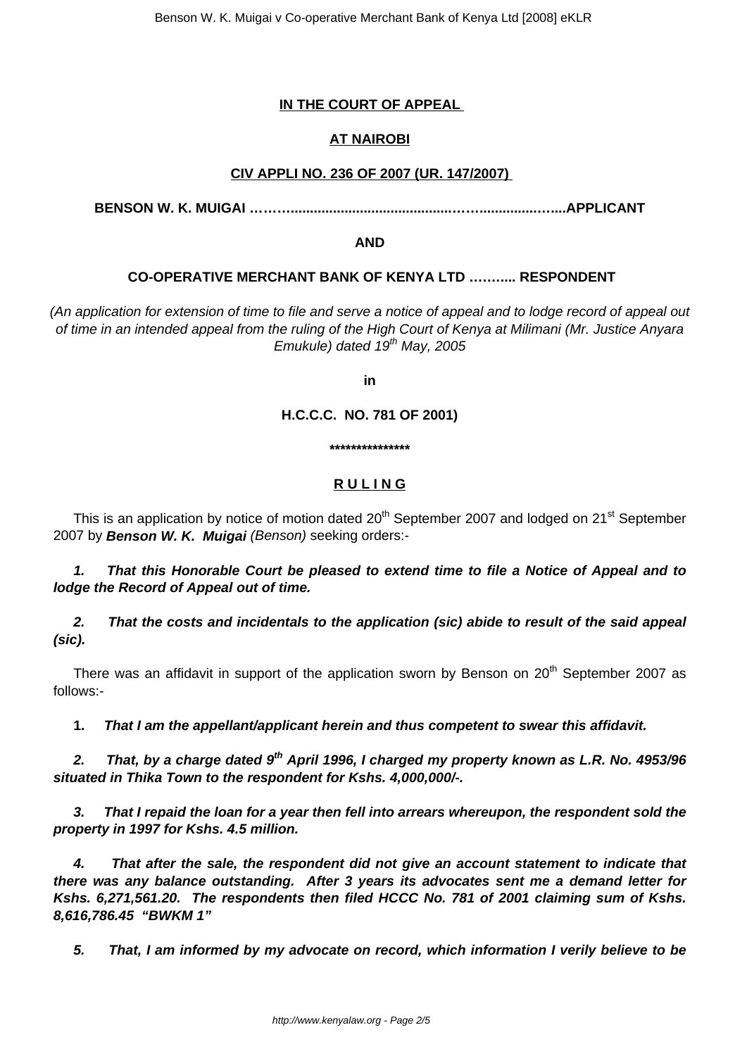**IN THE COURT OF APPEAL**

**AT NAIROBI**

**CIV APPLI NO. 236 OF 2007 (UR. 147/2007)**

**BENSON W. K. MUIGAI ……….........................................…….............…...APPLICANT**

**AND**

**CO-OPERATIVE MERCHANT BANK OF KENYA LTD ……..... RESPONDENT**

*(An application for extension of time to file and serve a notice of appeal and to lodge record of appeal out of time in an intended appeal from the ruling of the High Court of Kenya at Milimani (Mr. Justice Anyara Emukule) dated 19th May, 2005*

**in**

**H.C.C.C. NO. 781 OF 2001)**

**\*\*\*\*\*\*\*\*\*\*\*\*\*\*\***

**R U L I N G**

This is an application by notice of motion dated 20th September 2007 and lodged on 21st September 2007 by ***Benson W. K. Muigai*** *(Benson)* seeking orders:-

***1. That this Honorable Court be pleased to extend time to file a Notice of Appeal and to lodge the Record of Appeal out of time.***

***2. That the costs and incidentals to the application (sic) abide to result of the said appeal (sic).***

There was an affidavit in support of the application sworn by Benson on 20th September 2007 as follows:-

**1.** ***That I am the appellant/applicant herein and thus competent to swear this affidavit.***

***2. That, by a charge dated 9th April 1996, I charged my property known as L.R. No. 4953/96 situated in Thika Town to the respondent for Kshs. 4,000,000/-.***

***3. That I repaid the loan for a year then fell into arrears whereupon, the respondent sold the property in 1997 for Kshs. 4.5 million.***

***4. That after the sale, the respondent did not give an account statement to indicate that there was any balance outstanding. After 3 years its advocates sent me a demand letter for Kshs. 6,271,561.20. The respondents then filed HCCC No. 781 of 2001 claiming sum of Kshs. 8,616,786.45 "BWKM 1"***

***5. That, I am informed by my advocate on record, which information I verily believe to be***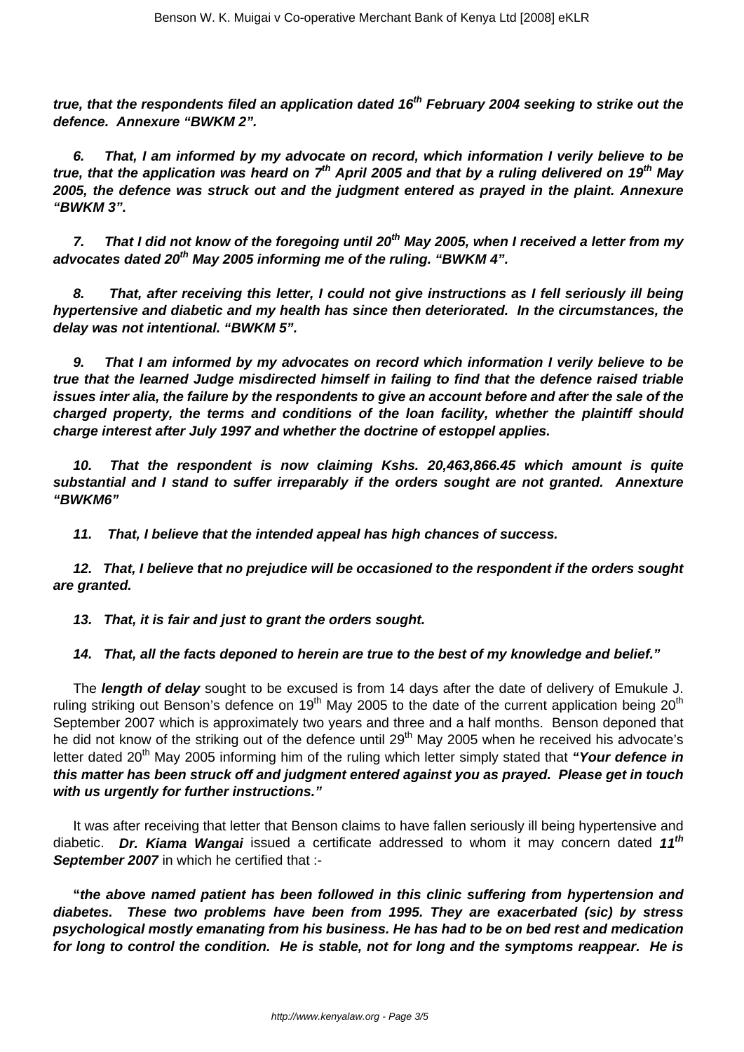***true, that the respondents filed an application dated 16th February 2004 seeking to strike out the defence. Annexure "BWKM 2".***

***6. That, I am informed by my advocate on record, which information I verily believe to be true, that the application was heard on 7th April 2005 and that by a ruling delivered on 19th May 2005, the defence was struck out and the judgment entered as prayed in the plaint. Annexure "BWKM 3".***

***7. That I did not know of the foregoing until 20th May 2005, when I received a letter from my advocates dated 20th May 2005 informing me of the ruling. "BWKM 4".***

***8. That, after receiving this letter, I could not give instructions as I fell seriously ill being hypertensive and diabetic and my health has since then deteriorated. In the circumstances, the delay was not intentional. "BWKM 5".***

***9. That I am informed by my advocates on record which information I verily believe to be true that the learned Judge misdirected himself in failing to find that the defence raised triable issues inter alia, the failure by the respondents to give an account before and after the sale of the charged property, the terms and conditions of the loan facility, whether the plaintiff should charge interest after July 1997 and whether the doctrine of estoppel applies.***

***10. That the respondent is now claiming Kshs. 20,463,866.45 which amount is quite substantial and I stand to suffer irreparably if the orders sought are not granted. Annexture "BWKM6"***

***11. That, I believe that the intended appeal has high chances of success.***

***12. That, I believe that no prejudice will be occasioned to the respondent if the orders sought are granted.***

***13. That, it is fair and just to grant the orders sought.***

***14. That, all the facts deponed to herein are true to the best of my knowledge and belief."***

The ***length of delay*** sought to be excused is from 14 days after the date of delivery of Emukule J. ruling striking out Benson's defence on 19th May 2005 to the date of the current application being 20th September 2007 which is approximately two years and three and a half months. Benson deponed that he did not know of the striking out of the defence until 29th May 2005 when he received his advocate's letter dated 20th May 2005 informing him of the ruling which letter simply stated that ***"Your defence in this matter has been struck off and judgment entered against you as prayed. Please get in touch with us urgently for further instructions."***

It was after receiving that letter that Benson claims to have fallen seriously ill being hypertensive and diabetic. ***Dr. Kiama Wangai*** issued a certificate addressed to whom it may concern dated ***11th September 2007*** in which he certified that :-

**"*the above named patient has been followed in this clinic suffering from hypertension and diabetes. These two problems have been from 1995. They are exacerbated (sic) by stress psychological mostly emanating from his business. He has had to be on bed rest and medication for long to control the condition. He is stable, not for long and the symptoms reappear. He is***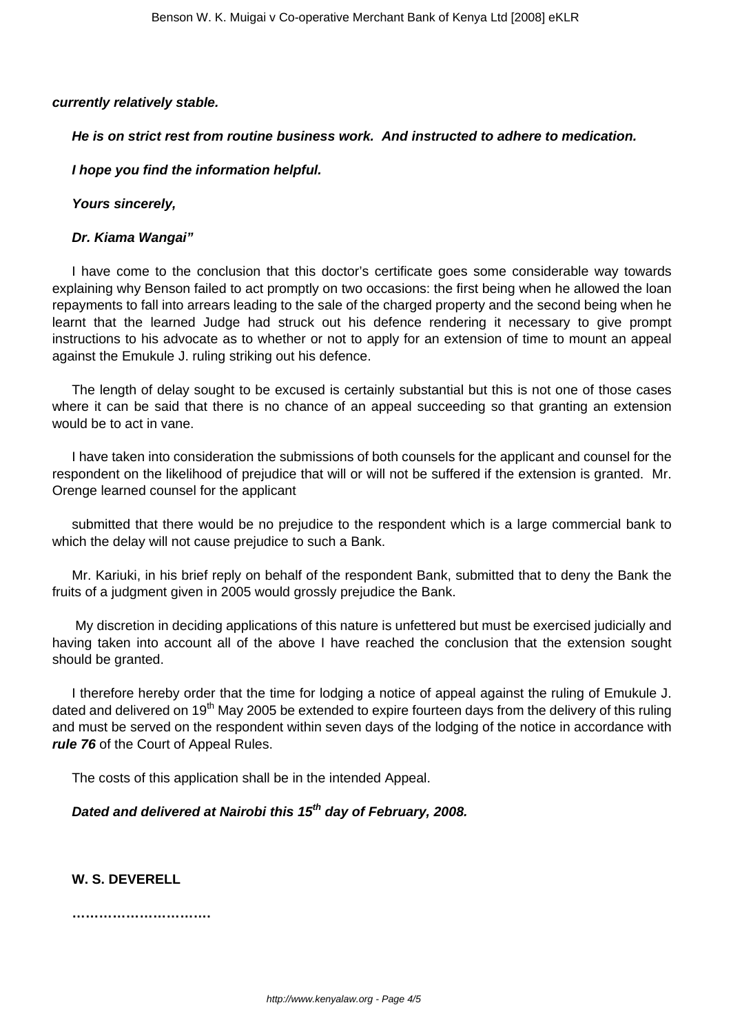***currently relatively stable.***

***He is on strict rest from routine business work. And instructed to adhere to medication.***

***I hope you find the information helpful.***

***Yours sincerely,***

***Dr. Kiama Wangai"***

I have come to the conclusion that this doctor's certificate goes some considerable way towards explaining why Benson failed to act promptly on two occasions: the first being when he allowed the loan repayments to fall into arrears leading to the sale of the charged property and the second being when he learnt that the learned Judge had struck out his defence rendering it necessary to give prompt instructions to his advocate as to whether or not to apply for an extension of time to mount an appeal against the Emukule J. ruling striking out his defence.

The length of delay sought to be excused is certainly substantial but this is not one of those cases where it can be said that there is no chance of an appeal succeeding so that granting an extension would be to act in vane.

I have taken into consideration the submissions of both counsels for the applicant and counsel for the respondent on the likelihood of prejudice that will or will not be suffered if the extension is granted. Mr. Orenge learned counsel for the applicant

submitted that there would be no prejudice to the respondent which is a large commercial bank to which the delay will not cause prejudice to such a Bank.

Mr. Kariuki, in his brief reply on behalf of the respondent Bank, submitted that to deny the Bank the fruits of a judgment given in 2005 would grossly prejudice the Bank.

My discretion in deciding applications of this nature is unfettered but must be exercised judicially and having taken into account all of the above I have reached the conclusion that the extension sought should be granted.

I therefore hereby order that the time for lodging a notice of appeal against the ruling of Emukule J. dated and delivered on 19th May 2005 be extended to expire fourteen days from the delivery of this ruling and must be served on the respondent within seven days of the lodging of the notice in accordance with ***rule 76*** of the Court of Appeal Rules.

The costs of this application shall be in the intended Appeal.

***Dated and delivered at Nairobi this 15th day of February, 2008.***

**W. S. DEVERELL**

**…………………………**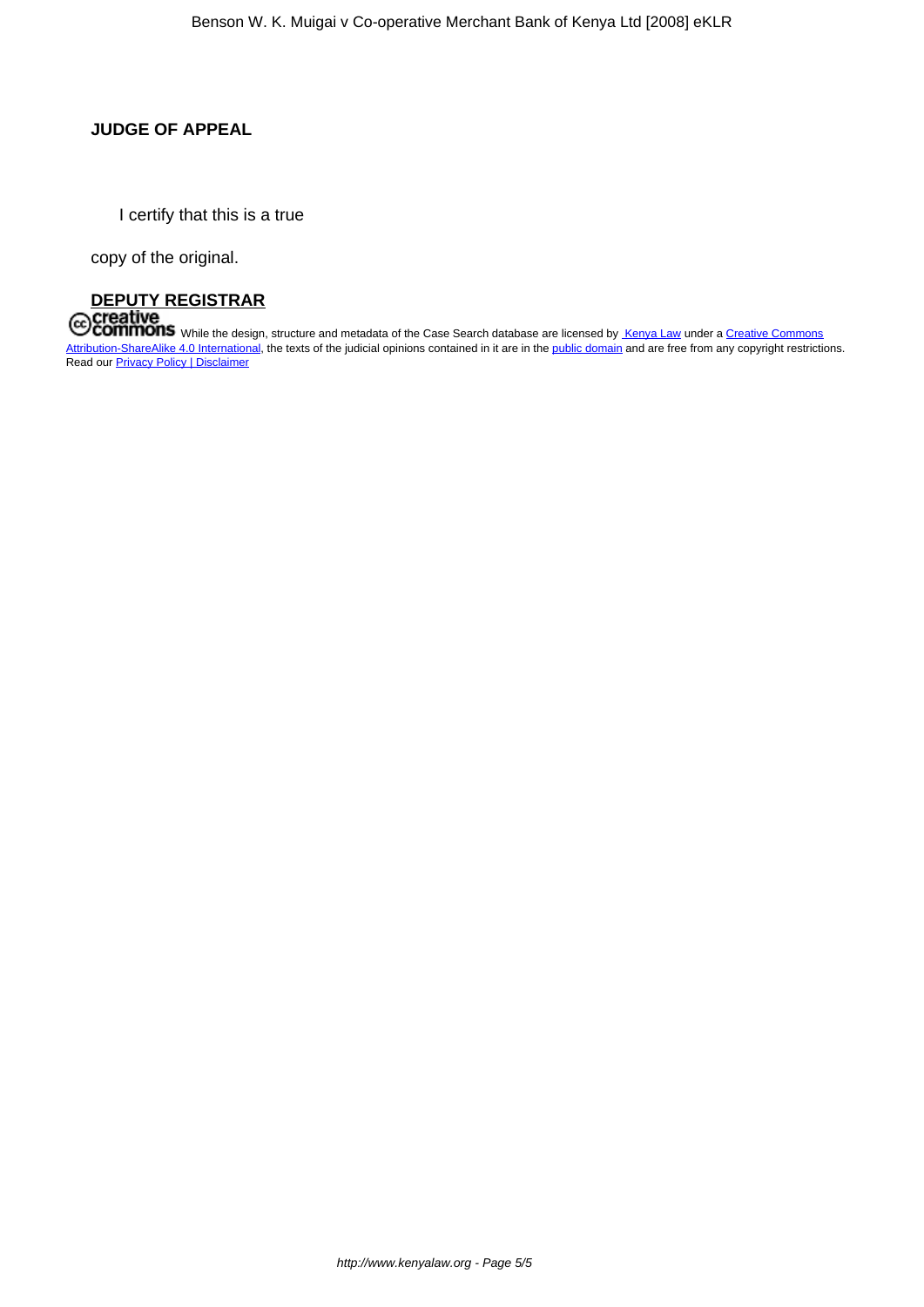**JUDGE OF APPEAL**

I certify that this is a true

copy of the original.

**DEPUTY REGISTRAR**

While the design, structure and metadata of the Case Search database are licensed by Kenya Law under a Creative Commons Attribution-ShareAlike 4.0 International, the texts of the judicial opinions contained in it are in the public domain and are free from any copyright restrictions. Read our Privacy Policy | Disclaimer